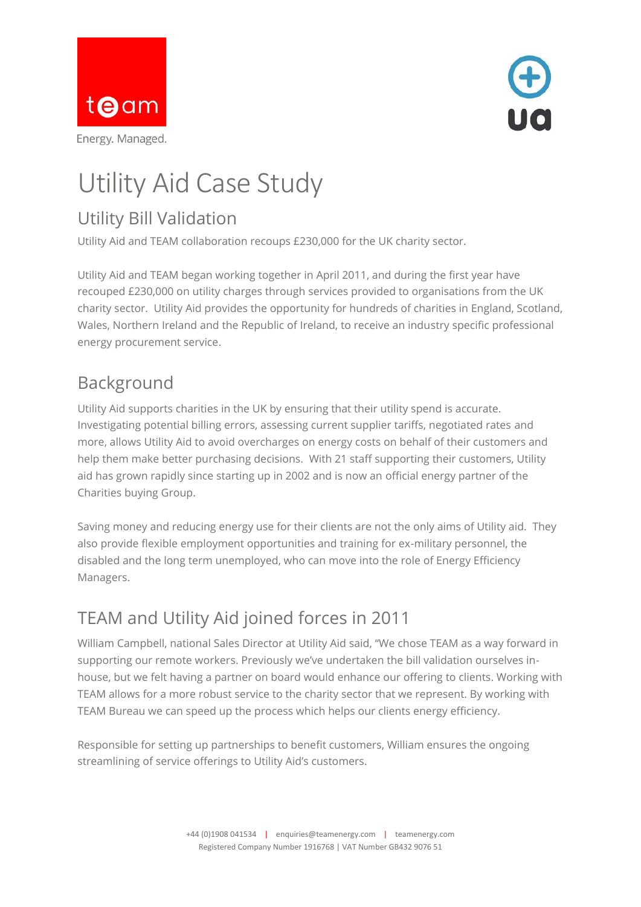team

Energy. Managed.

ua

# Utility Aid Case Study

## Utility Bill Validation

Utility Aid and TEAM collaboration recoups £230,000 for the UK charity sector.

Utility Aid and TEAM began working together in April 2011, and during the first year have recouped £230,000 on utility charges through services provided to organisations from the UK charity sector. Utility Aid provides the opportunity for hundreds of charities in England, Scotland, Wales, Northern Ireland and the Republic of Ireland, to receive an industry specific professional energy procurement service.

## Background

Utility Aid supports charities in the UK by ensuring that their utility spend is accurate. Investigating potential billing errors, assessing current supplier tariffs, negotiated rates and more, allows Utility Aid to avoid overcharges on energy costs on behalf of their customers and help them make better purchasing decisions. With 21 staff supporting their customers, Utility aid has grown rapidly since starting up in 2002 and is now an official energy partner of the Charities buying Group.

Saving money and reducing energy use for their clients are not the only aims of Utility aid. They also provide flexible employment opportunities and training for ex-military personnel, the disabled and the long term unemployed, who can move into the role of Energy Efficiency Managers.

## TEAM and Utility Aid joined forces in 2011

William Campbell, national Sales Director at Utility Aid said, "We chose TEAM as a way forward in supporting our remote workers. Previously we've undertaken the bill validation ourselves in-house, but we felt having a partner on board would enhance our offering to clients. Working with TEAM allows for a more robust service to the charity sector that we represent. By working with TEAM Bureau we can speed up the process which helps our clients energy efficiency.

Responsible for setting up partnerships to benefit customers, William ensures the ongoing streamlining of service offerings to Utility Aid's customers.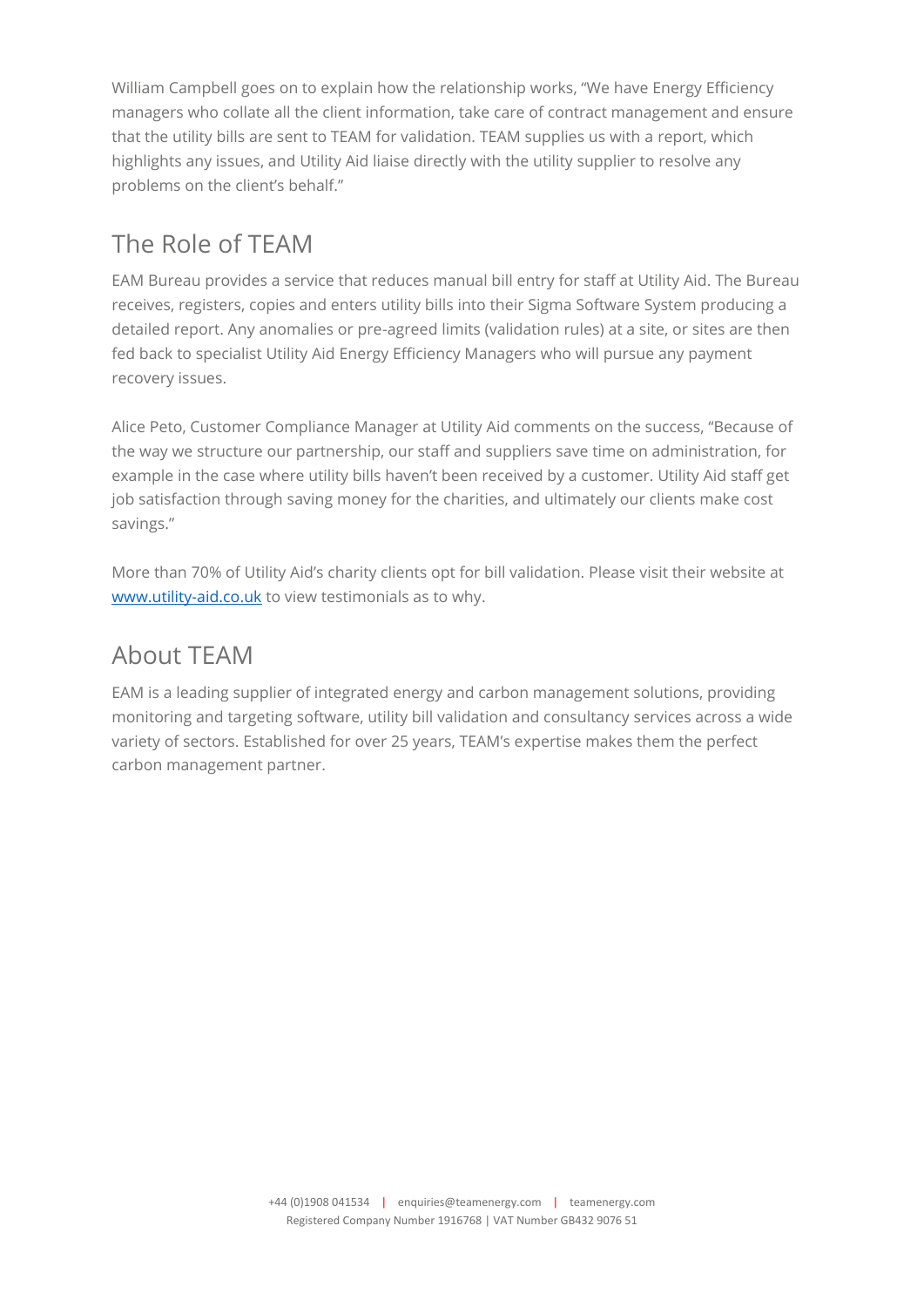William Campbell goes on to explain how the relationship works, "We have Energy Efficiency managers who collate all the client information, take care of contract management and ensure that the utility bills are sent to TEAM for validation. TEAM supplies us with a report, which highlights any issues, and Utility Aid liaise directly with the utility supplier to resolve any problems on the client's behalf."

## The Role of TEAM

EAM Bureau provides a service that reduces manual bill entry for staff at Utility Aid. The Bureau receives, registers, copies and enters utility bills into their Sigma Software System producing a detailed report. Any anomalies or pre-agreed limits (validation rules) at a site, or sites are then fed back to specialist Utility Aid Energy Efficiency Managers who will pursue any payment recovery issues.

Alice Peto, Customer Compliance Manager at Utility Aid comments on the success, "Because of the way we structure our partnership, our staff and suppliers save time on administration, for example in the case where utility bills haven't been received by a customer. Utility Aid staff get job satisfaction through saving money for the charities, and ultimately our clients make cost savings."

More than 70% of Utility Aid's charity clients opt for bill validation. Please visit their website at [www.utility-aid.co.uk](www.utility-aid.co.uk) to view testimonials as to why.

## About TEAM

EAM is a leading supplier of integrated energy and carbon management solutions, providing monitoring and targeting software, utility bill validation and consultancy services across a wide variety of sectors. Established for over 25 years, TEAM's expertise makes them the perfect carbon management partner.

+44 (0)1908 041534 | enquiries@teamenergy.com | teamenergy.com
Registered Company Number 1916768 | VAT Number GB432 9076 51